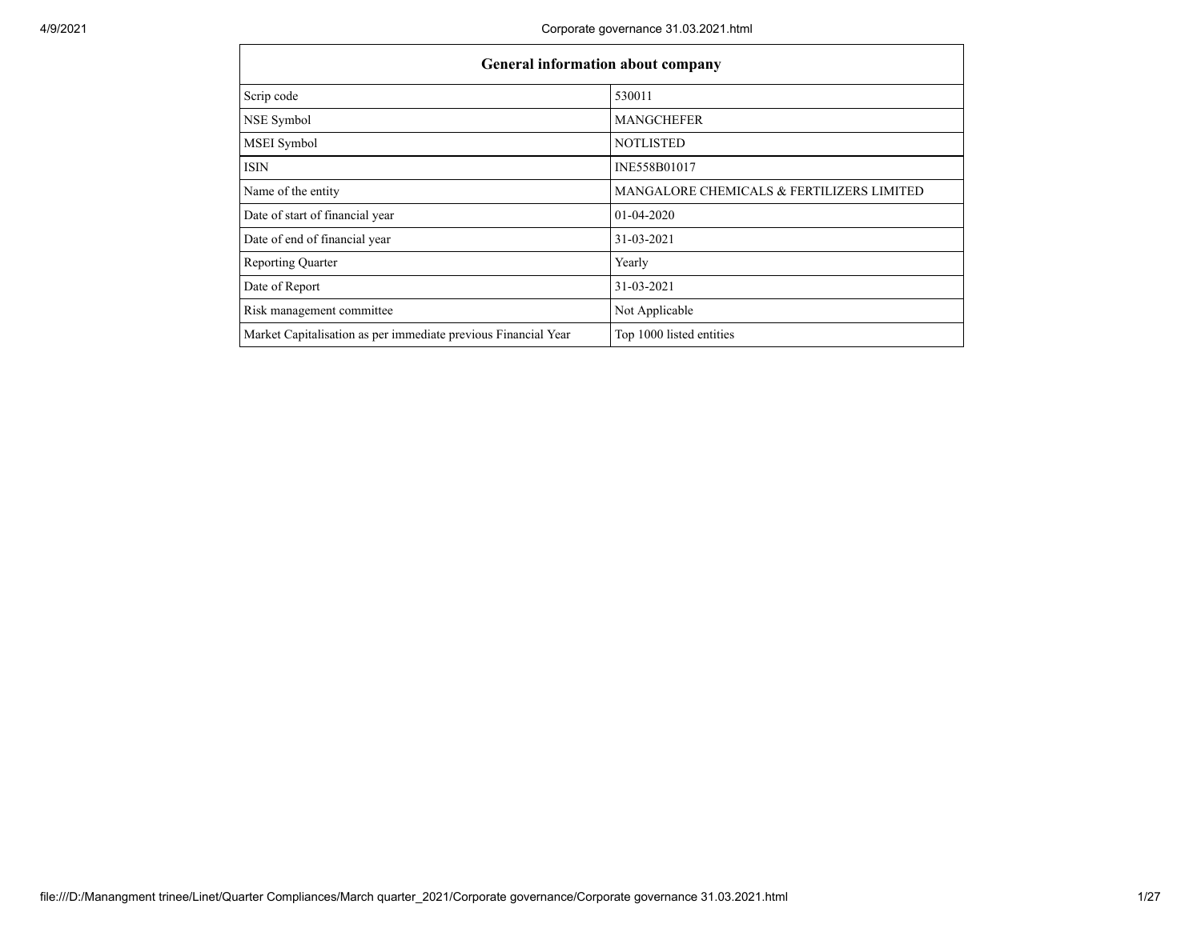| General information about company | |
|---|---|
| Scrip code | 530011 |
| NSE Symbol | MANGCHEFER |
| MSEI Symbol | NOTLISTED |
| ISIN | INE558B01017 |
| Name of the entity | MANGALORE CHEMICALS & FERTILIZERS LIMITED |
| Date of start of financial year | 01-04-2020 |
| Date of end of financial year | 31-03-2021 |
| Reporting Quarter | Yearly |
| Date of Report | 31-03-2021 |
| Risk management committee | Not Applicable |
| Market Capitalisation as per immediate previous Financial Year | Top 1000 listed entities |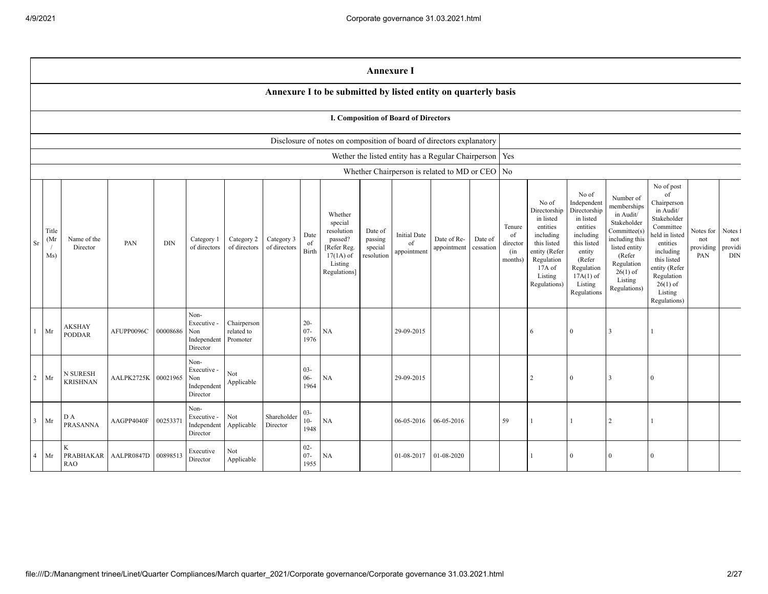## Annexure I

### Annexure I to be submitted by listed entity on quarterly basis

#### I. Composition of Board of Directors

| | |
|---|---|
| Disclosure of notes on composition of board of directors explanatory | |
| Wether the listed entity has a Regular Chairperson | Yes |
| Whether Chairperson is related to MD or CEO | No |

| Sr | Title (Mr / Ms) | Name of the Director | PAN | DIN | Category 1 of directors | Category 2 of directors | Category 3 of directors | Date of Birth | Whether special resolution passed? [Refer Reg. 17(1A) of Listing Regulations] | Date of passing special resolution | Initial Date of appointment | Date of Re-appointment | Date of cessation | Tenure of director (in months) | No of Directorship in listed entities including this listed entity (Refer Regulation 17A of Listing Regulations) | No of Independent Directorship in listed entities including this listed entity (Refer Regulation 17A(1) of Listing Regulations | Number of memberships in Audit/ Stakeholder Committee(s) including this listed entity (Refer Regulation 26(1) of Listing Regulations) | No of post of Chairperson in Audit/ Stakeholder Committee held in listed entities including this listed entity (Refer Regulation 26(1) of Listing Regulations) | Notes for not providing PAN | Notes for not providing DIN |
|---|---|---|---|---|---|---|---|---|---|---|---|---|---|---|---|---|---|---|---|---|
| 1 | Mr | AKSHAY PODDAR | AFUPP0096C | 00008686 | Non-Executive - Non Independent Director | Chairperson related to Promoter | | 20-07-1976 | NA | | 29-09-2015 | | | | 6 | 0 | 3 | 1 | | |
| 2 | Mr | N SURESH KRISHNAN | AALPK2725K | 00021965 | Non-Executive - Non Independent Director | Not Applicable | | 03-06-1964 | NA | | 29-09-2015 | | | | 2 | 0 | 3 | 0 | | |
| 3 | Mr | D A PRASANNA | AAGPP4040F | 00253371 | Non-Executive - Independent Director | Not Applicable | Shareholder Director | 03-10-1948 | NA | | 06-05-2016 | 06-05-2016 | | 59 | 1 | 1 | 2 | 1 | | |
| 4 | Mr | K PRABHAKAR RAO | AALPR0847D | 00898513 | Executive Director | Not Applicable | | 02-07-1955 | NA | | 01-08-2017 | 01-08-2020 | | | 1 | 0 | 0 | 0 | | |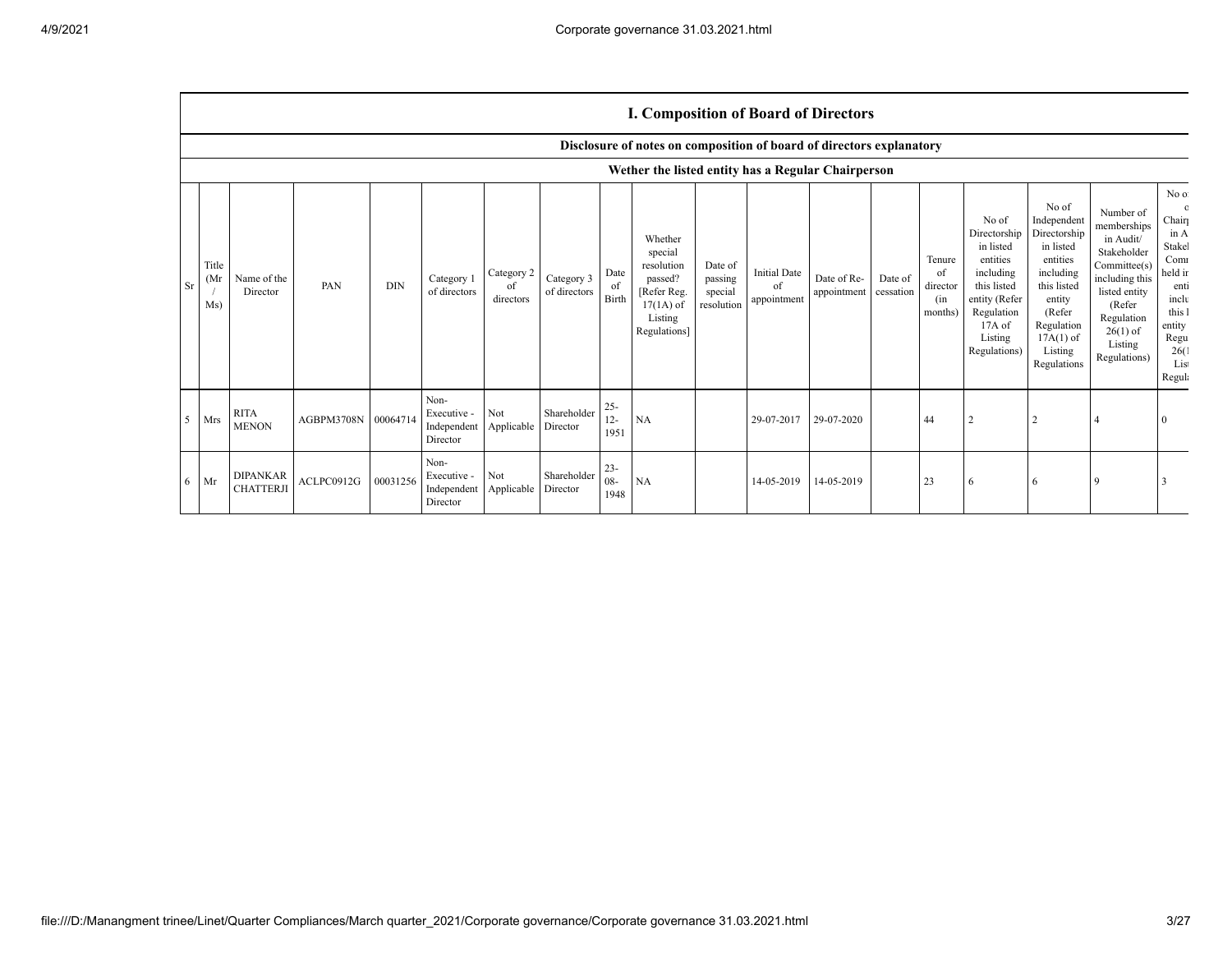## I. Composition of Board of Directors

### Disclosure of notes on composition of board of directors explanatory

### Wether the listed entity has a Regular Chairperson

| Sr | Title (Mr / Ms) | Name of the Director | PAN | DIN | Category 1 of directors | Category 2 of directors | Category 3 of directors | Date of Birth | Whether special resolution passed? [Refer Reg. 17(1A) of Listing Regulations] | Date of passing special resolution | Initial Date of appointment | Date of Re-appointment | Date of cessation | Tenure of director (in months) | No of Directorship in listed entities including this listed entity (Refer Regulation 17A of Listing Regulations) | No of Independent Directorship in listed entities including this listed entity (Refer Regulation 17A(1) of Listing Regulations | Number of memberships in Audit/ Stakeholder Committee(s) including this listed entity (Refer Regulation 26(1) of Listing Regulations) | No of post of Chairperson in Audit/ Stakeholder Committee held in listed entities including this listed entity (Refer Regulation 26(1) of Listing Regulations) |
|---|---|---|---|---|---|---|---|---|---|---|---|---|---|---|---|---|---|---|
| 5 | Mrs | RITA MENON | AGBPM3708N | 00064714 | Non-Executive - Independent Director | Not Applicable | Shareholder Director | 25-12-1951 | NA | | 29-07-2017 | 29-07-2020 | | 44 | 2 | 2 | 4 | 0 |
| 6 | Mr | DIPANKAR CHATTERJI | ACLPC0912G | 00031256 | Non-Executive - Independent Director | Not Applicable | Shareholder Director | 23-08-1948 | NA | | 14-05-2019 | 14-05-2019 | | 23 | 6 | 6 | 9 | 3 |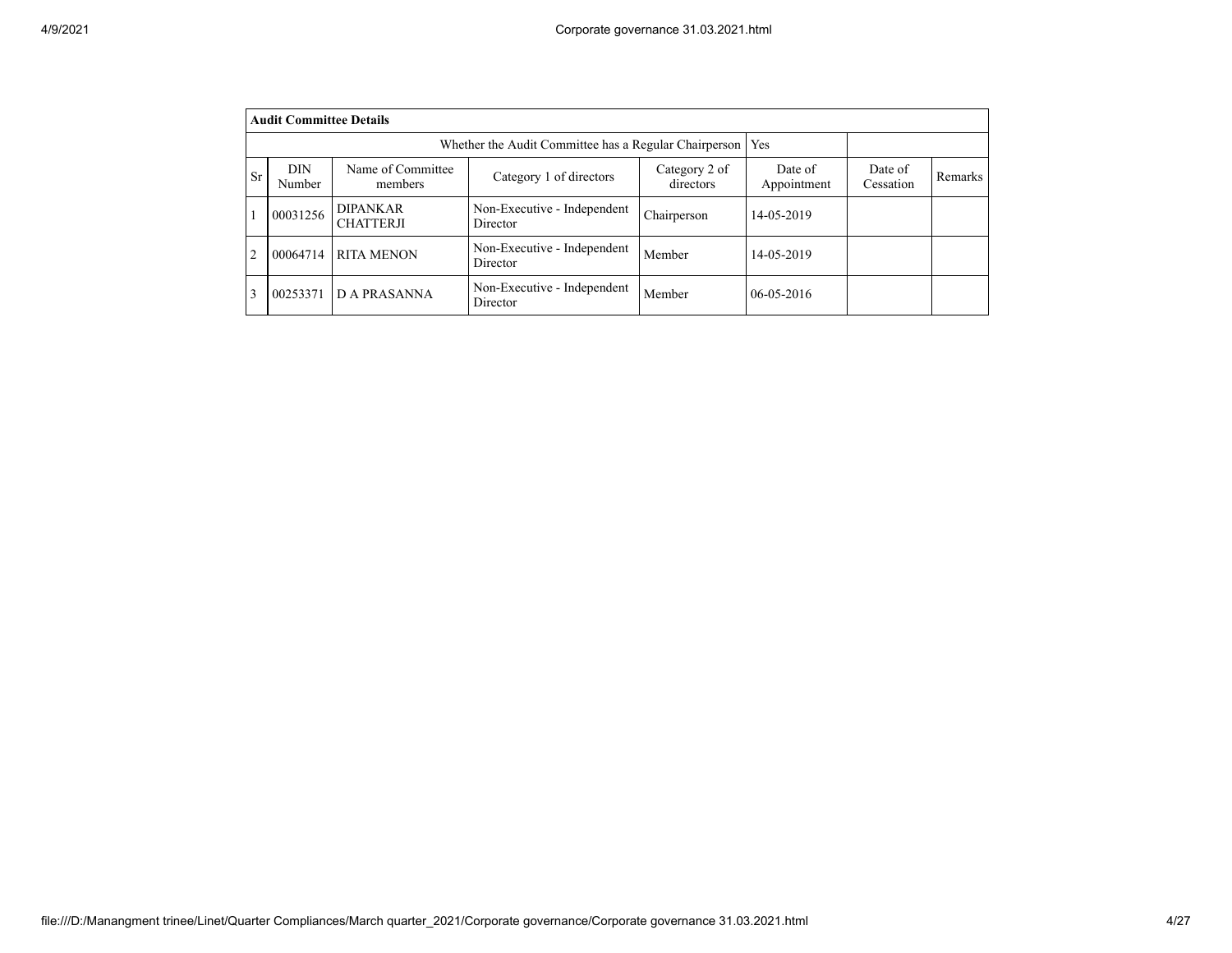| **Audit Committee Details** | | | | | | | |
|---|---|---|---|---|---|---|---|
| Whether the Audit Committee has a Regular Chairperson | | | | | Yes | | |
| Sr | DIN Number | Name of Committee members | Category 1 of directors | Category 2 of directors | Date of Appointment | Date of Cessation | Remarks |
| 1 | 00031256 | DIPANKAR CHATTERJI | Non-Executive - Independent Director | Chairperson | 14-05-2019 | | |
| 2 | 00064714 | RITA MENON | Non-Executive - Independent Director | Member | 14-05-2019 | | |
| 3 | 00253371 | D A PRASANNA | Non-Executive - Independent Director | Member | 06-05-2016 | | |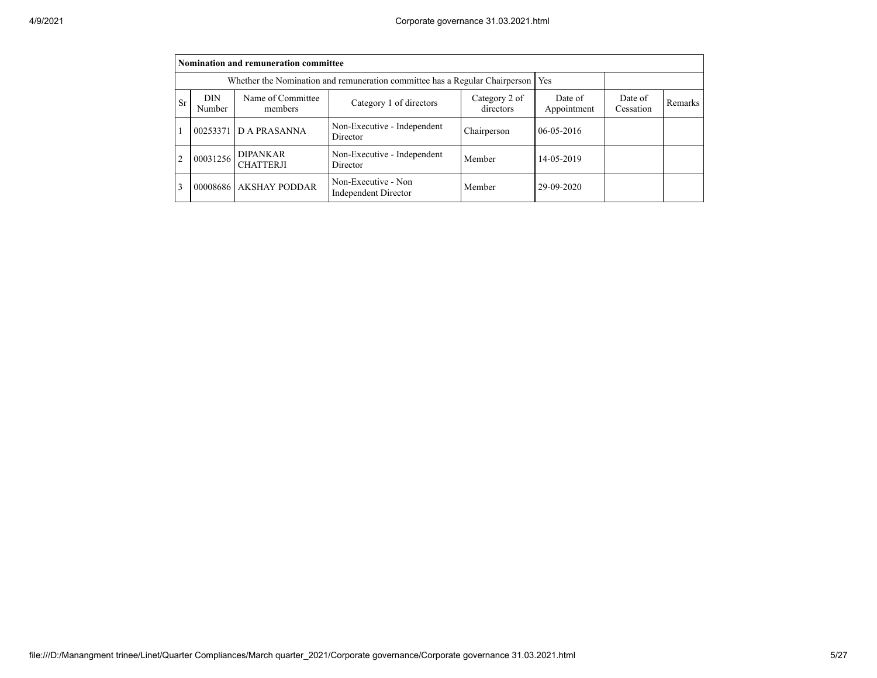| Nomination and remuneration committee | | | | | | | |
|---|---|---|---|---|---|---|---|
| Whether the Nomination and remuneration committee has a Regular Chairperson | | | | | Yes | | |
| Sr | DIN Number | Name of Committee members | Category 1 of directors | Category 2 of directors | Date of Appointment | Date of Cessation | Remarks |
| 1 | 00253371 | D A PRASANNA | Non-Executive - Independent Director | Chairperson | 06-05-2016 | | |
| 2 | 00031256 | DIPANKAR CHATTERJI | Non-Executive - Independent Director | Member | 14-05-2019 | | |
| 3 | 00008686 | AKSHAY PODDAR | Non-Executive - Non Independent Director | Member | 29-09-2020 | | |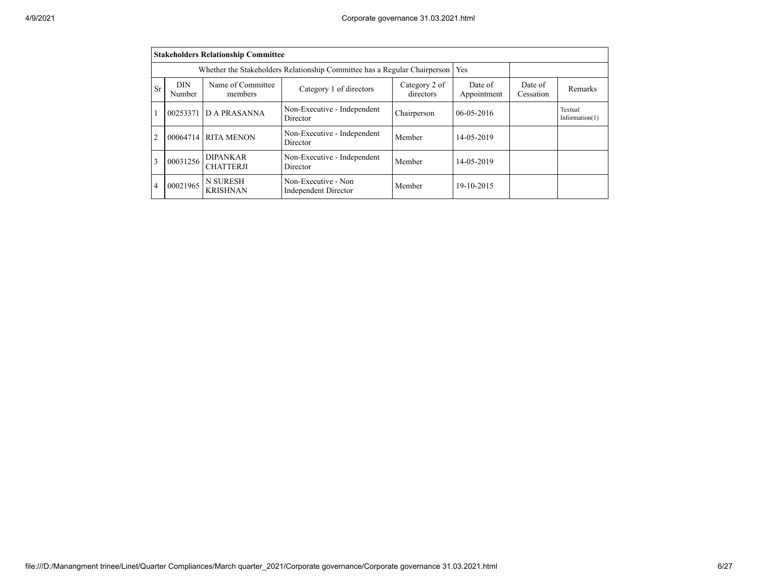| Stakeholders Relationship Committee | | | | | | | |
|---|---|---|---|---|---|---|---|
| Whether the Stakeholders Relationship Committee has a Regular Chairperson | | | | | Yes | | |
| Sr | DIN Number | Name of Committee members | Category 1 of directors | Category 2 of directors | Date of Appointment | Date of Cessation | Remarks |
| 1 | 00253371 | D A PRASANNA | Non-Executive - Independent Director | Chairperson | 06-05-2016 | | Textual Information(1) |
| 2 | 00064714 | RITA MENON | Non-Executive - Independent Director | Member | 14-05-2019 | | |
| 3 | 00031256 | DIPANKAR CHATTERJI | Non-Executive - Independent Director | Member | 14-05-2019 | | |
| 4 | 00021965 | N SURESH KRISHNAN | Non-Executive - Non Independent Director | Member | 19-10-2015 | | |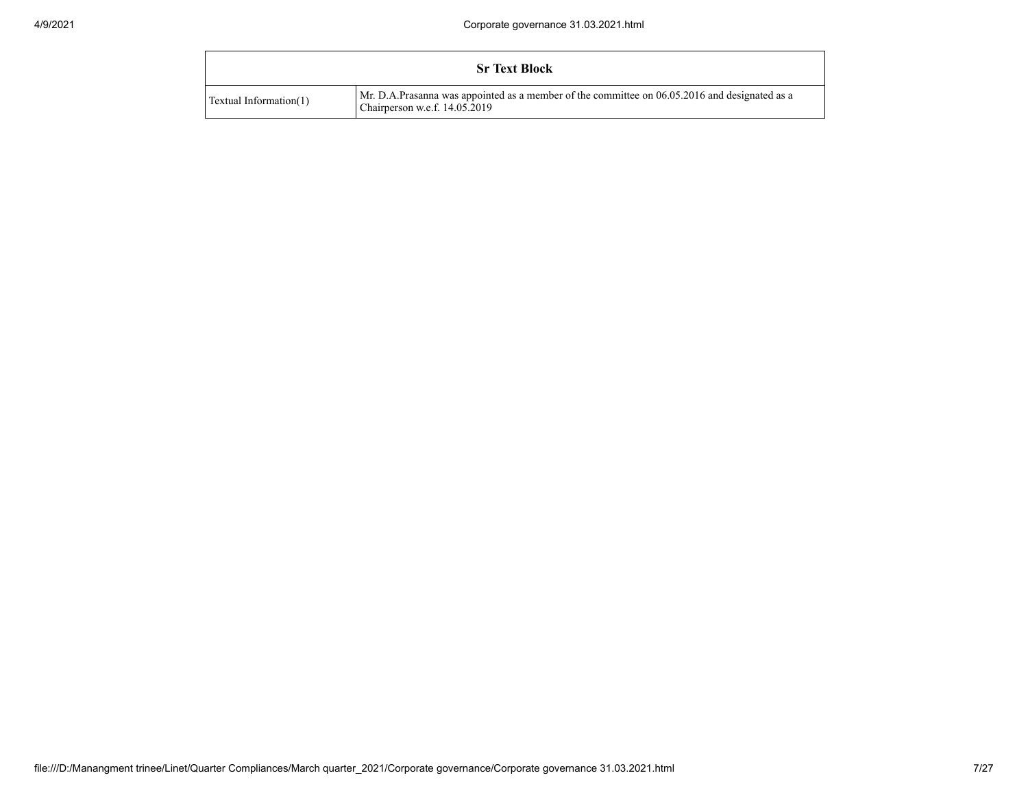| Sr Text Block | |
|---|---|
| Textual Information(1) | Mr. D.A.Prasanna was appointed as a member of the committee on 06.05.2016 and designated as a Chairperson w.e.f. 14.05.2019 |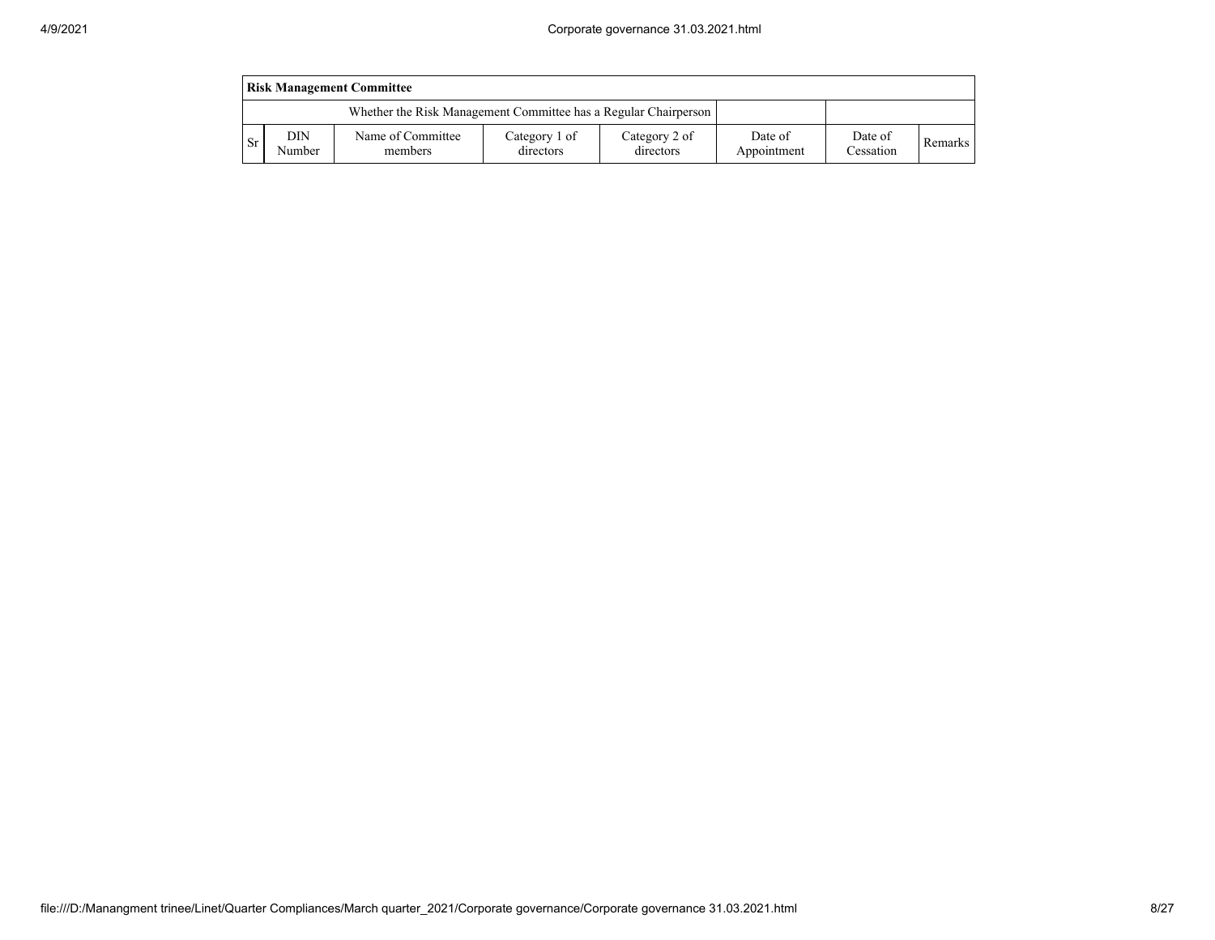| Risk Management Committee | | | | | | | |
|---|---|---|---|---|---|---|---|
| Whether the Risk Management Committee has a Regular Chairperson | | | | | | | |
| Sr | DIN Number | Name of Committee members | Category 1 of directors | Category 2 of directors | Date of Appointment | Date of Cessation | Remarks |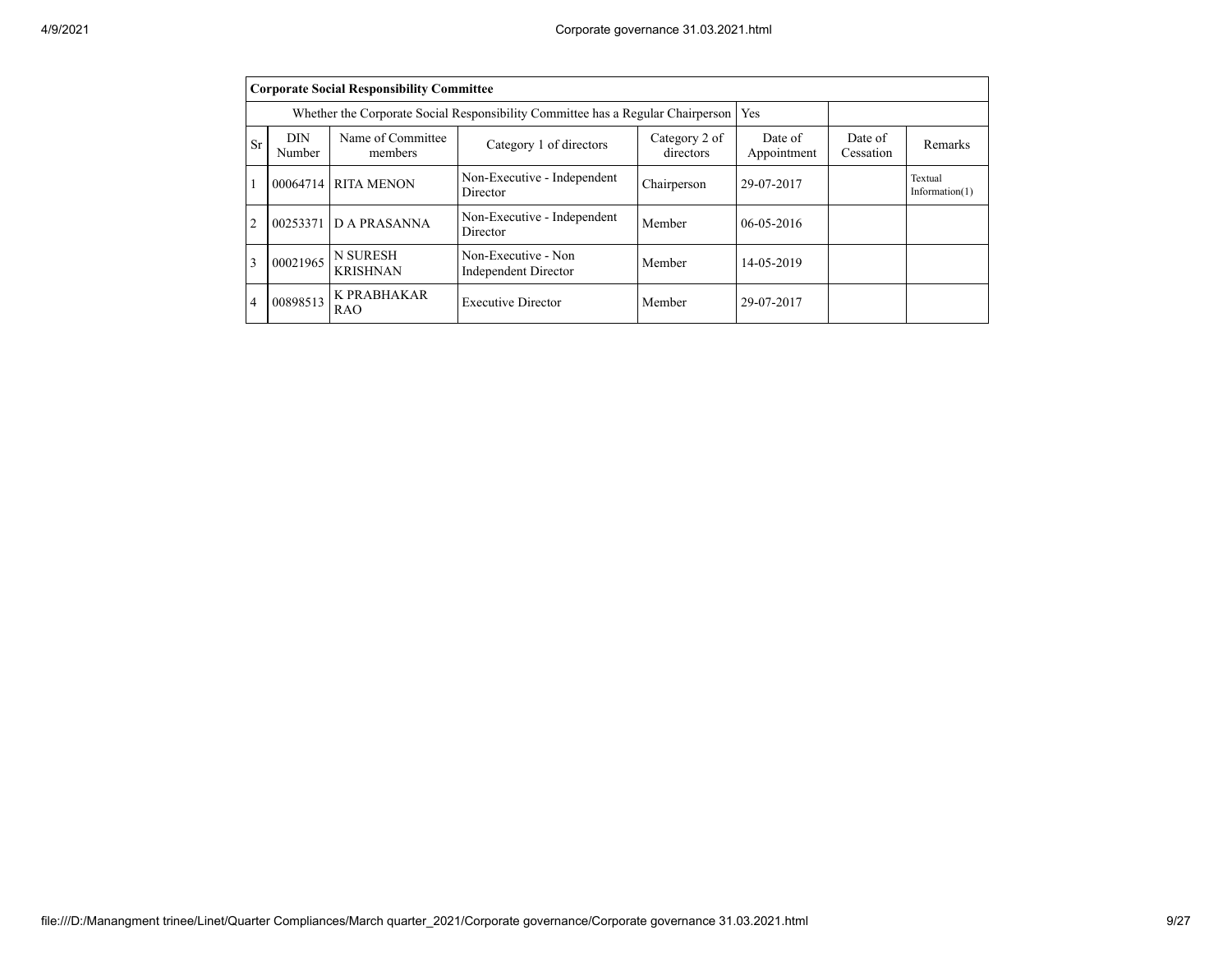| Corporate Social Responsibility Committee | | | | | | | | |
|---|---|---|---|---|---|---|---|---|
| Whether the Corporate Social Responsibility Committee has a Regular Chairperson | | | | | | Yes | | |
| Sr | DIN Number | Name of Committee members | Category 1 of directors | Category 2 of directors | Date of Appointment | Date of Cessation | Remarks |
| 1 | 00064714 | RITA MENON | Non-Executive - Independent Director | Chairperson | 29-07-2017 | | Textual Information(1) |
| 2 | 00253371 | D A PRASANNA | Non-Executive - Independent Director | Member | 06-05-2016 | | |
| 3 | 00021965 | N SURESH KRISHNAN | Non-Executive - Non Independent Director | Member | 14-05-2019 | | |
| 4 | 00898513 | K PRABHAKAR RAO | Executive Director | Member | 29-07-2017 | | |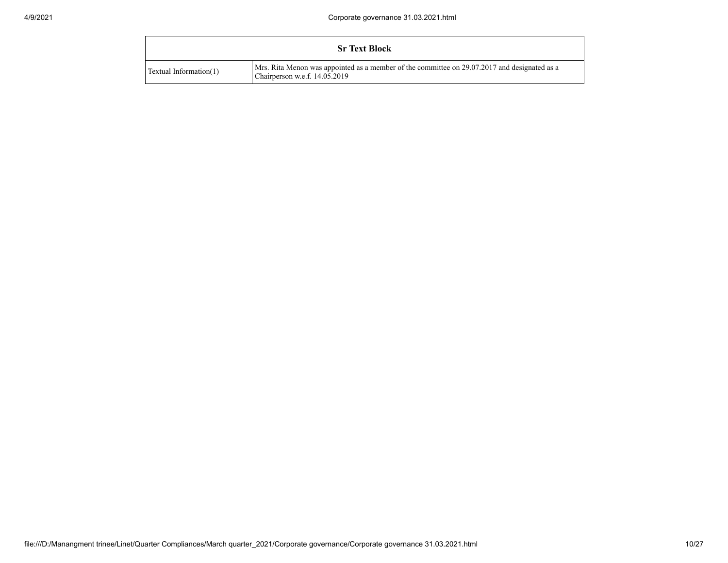| Sr Text Block | |
|---|---|
| Textual Information(1) | Mrs. Rita Menon was appointed as a member of the committee on 29.07.2017 and designated as a Chairperson w.e.f. 14.05.2019 |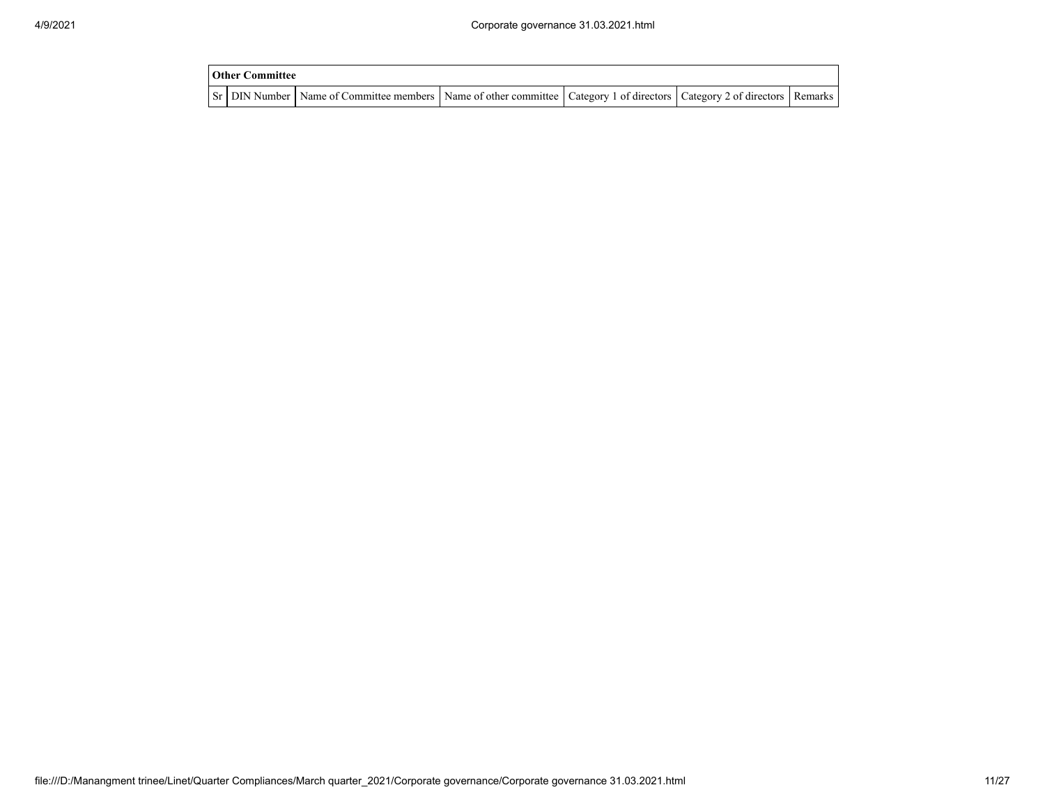| Other Committee | | | | | | |
|---|---|---|---|---|---|---|
| Sr | DIN Number | Name of Committee members | Name of other committee | Category 1 of directors | Category 2 of directors | Remarks |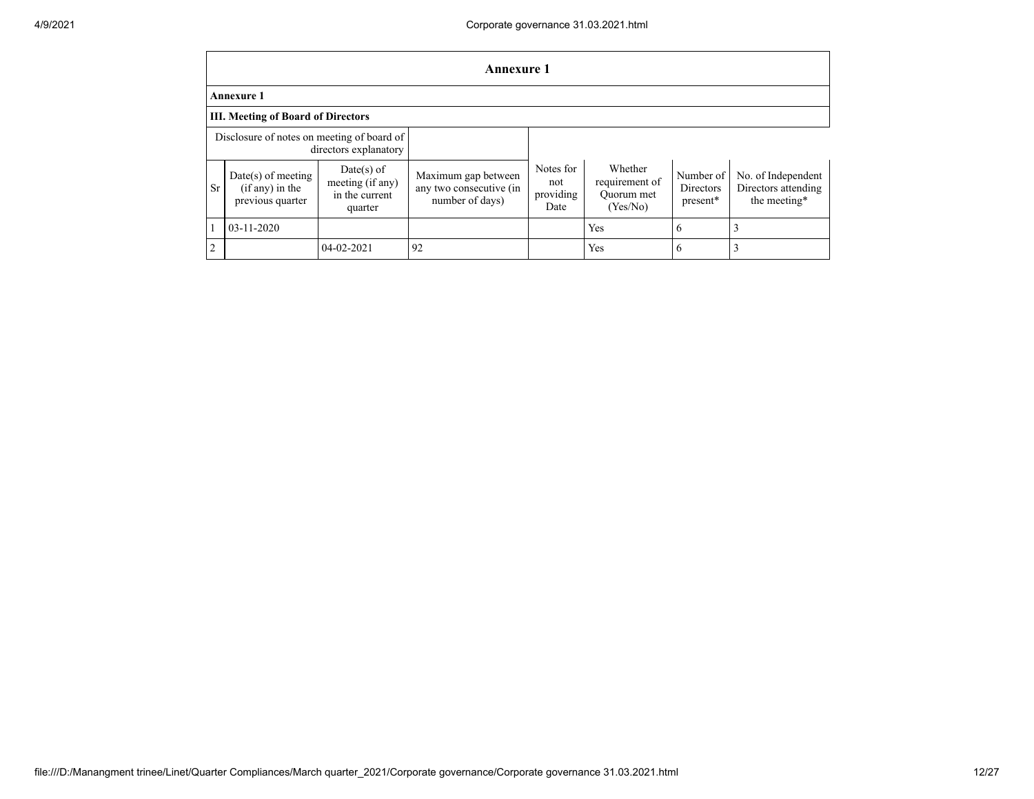## Annexure 1

### Annexure 1

### III. Meeting of Board of Directors

| Disclosure of notes on meeting of board of directors explanatory | | | | | | | |
|---|---|---|---|---|---|---|---|
| Sr | Date(s) of meeting (if any) in the previous quarter | Date(s) of meeting (if any) in the current quarter | Maximum gap between any two consecutive (in number of days) | Notes for not providing Date | Whether requirement of Quorum met (Yes/No) | Number of Directors present* | No. of Independent Directors attending the meeting* |
| 1 | 03-11-2020 | | | | Yes | 6 | 3 |
| 2 | | 04-02-2021 | 92 | | Yes | 6 | 3 |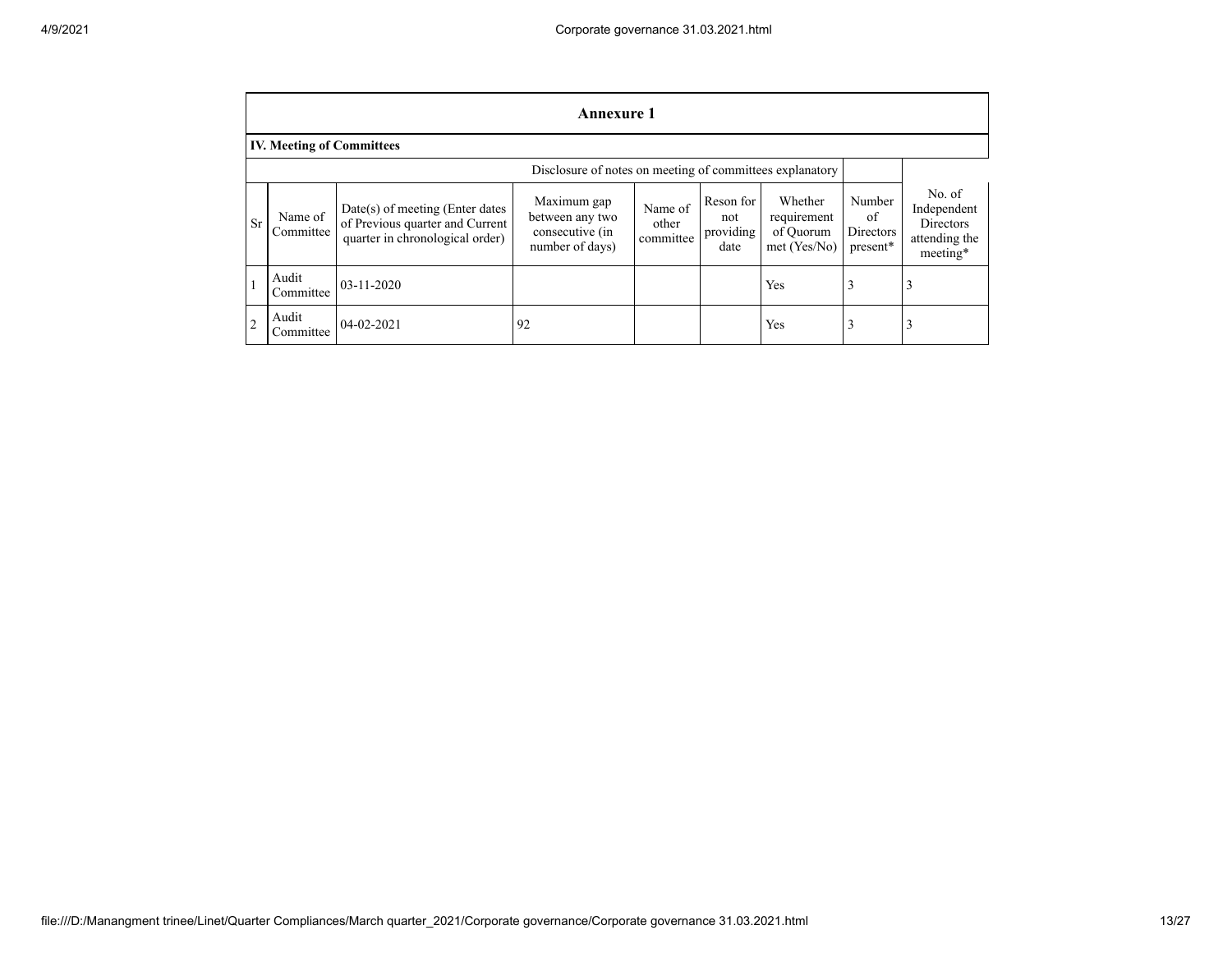## Annexure 1

### IV. Meeting of Committees

Disclosure of notes on meeting of committees explanatory

| Sr | Name of Committee | Date(s) of meeting (Enter dates of Previous quarter and Current quarter in chronological order) | Maximum gap between any two consecutive (in number of days) | Name of other committee | Reson for not providing date | Whether requirement of Quorum met (Yes/No) | Number of Directors present* | No. of Independent Directors attending the meeting* |
|---|---|---|---|---|---|---|---|---|
| 1 | Audit Committee | 03-11-2020 | | | | Yes | 3 | 3 |
| 2 | Audit Committee | 04-02-2021 | 92 | | | Yes | 3 | 3 |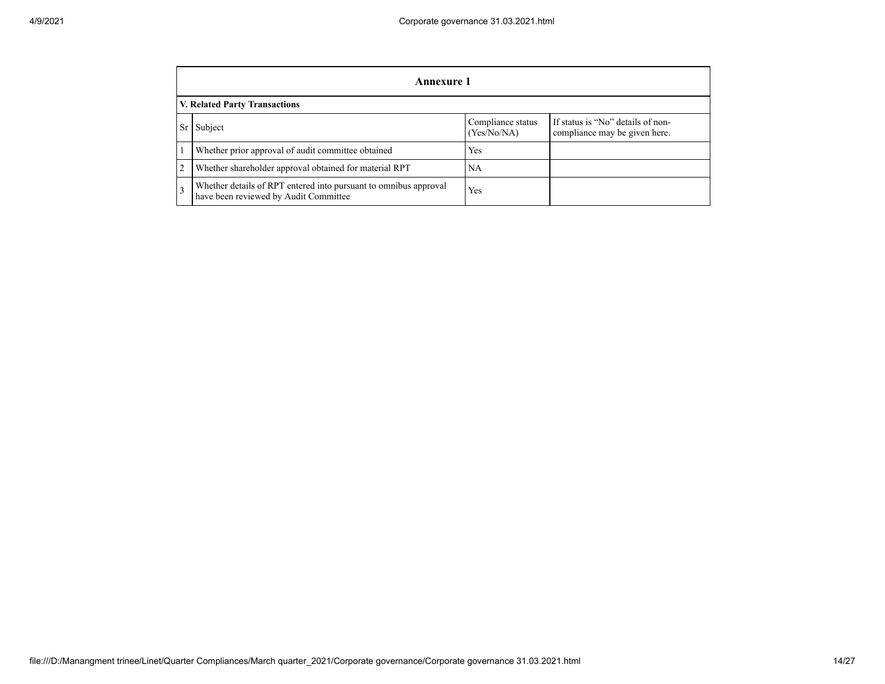## Annexure 1

**V. Related Party Transactions**

| Sr | Subject | Compliance status (Yes/No/NA) | If status is "No" details of non-compliance may be given here. |
|---|---|---|---|
| 1 | Whether prior approval of audit committee obtained | Yes | |
| 2 | Whether shareholder approval obtained for material RPT | NA | |
| 3 | Whether details of RPT entered into pursuant to omnibus approval have been reviewed by Audit Committee | Yes | |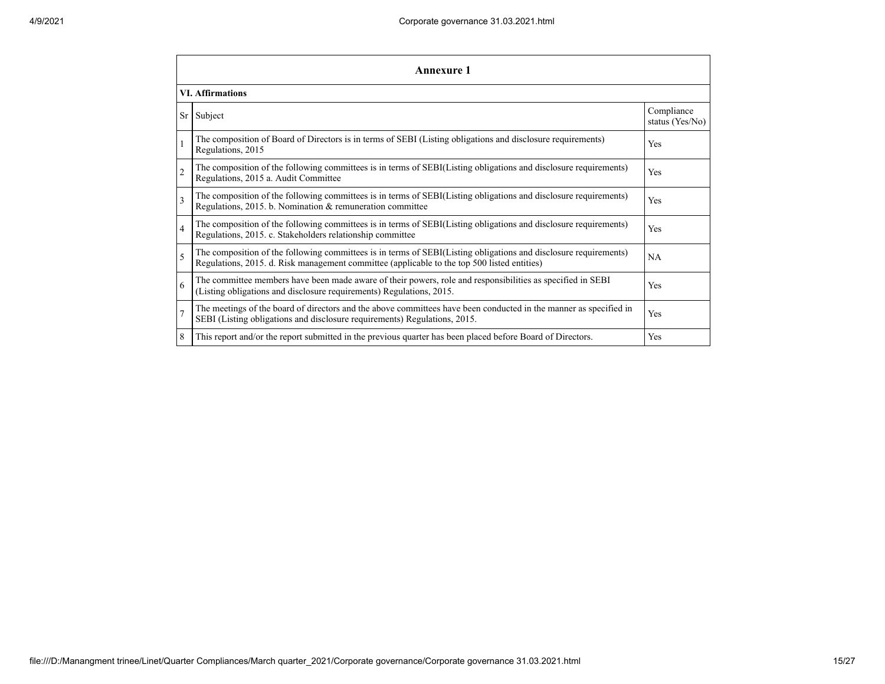## Annexure 1

### VI. Affirmations

| Sr | Subject | Compliance status (Yes/No) |
|---|---|---|
| 1 | The composition of Board of Directors is in terms of SEBI (Listing obligations and disclosure requirements) Regulations, 2015 | Yes |
| 2 | The composition of the following committees is in terms of SEBI(Listing obligations and disclosure requirements) Regulations, 2015 a. Audit Committee | Yes |
| 3 | The composition of the following committees is in terms of SEBI(Listing obligations and disclosure requirements) Regulations, 2015. b. Nomination & remuneration committee | Yes |
| 4 | The composition of the following committees is in terms of SEBI(Listing obligations and disclosure requirements) Regulations, 2015. c. Stakeholders relationship committee | Yes |
| 5 | The composition of the following committees is in terms of SEBI(Listing obligations and disclosure requirements) Regulations, 2015. d. Risk management committee (applicable to the top 500 listed entities) | NA |
| 6 | The committee members have been made aware of their powers, role and responsibilities as specified in SEBI (Listing obligations and disclosure requirements) Regulations, 2015. | Yes |
| 7 | The meetings of the board of directors and the above committees have been conducted in the manner as specified in SEBI (Listing obligations and disclosure requirements) Regulations, 2015. | Yes |
| 8 | This report and/or the report submitted in the previous quarter has been placed before Board of Directors. | Yes |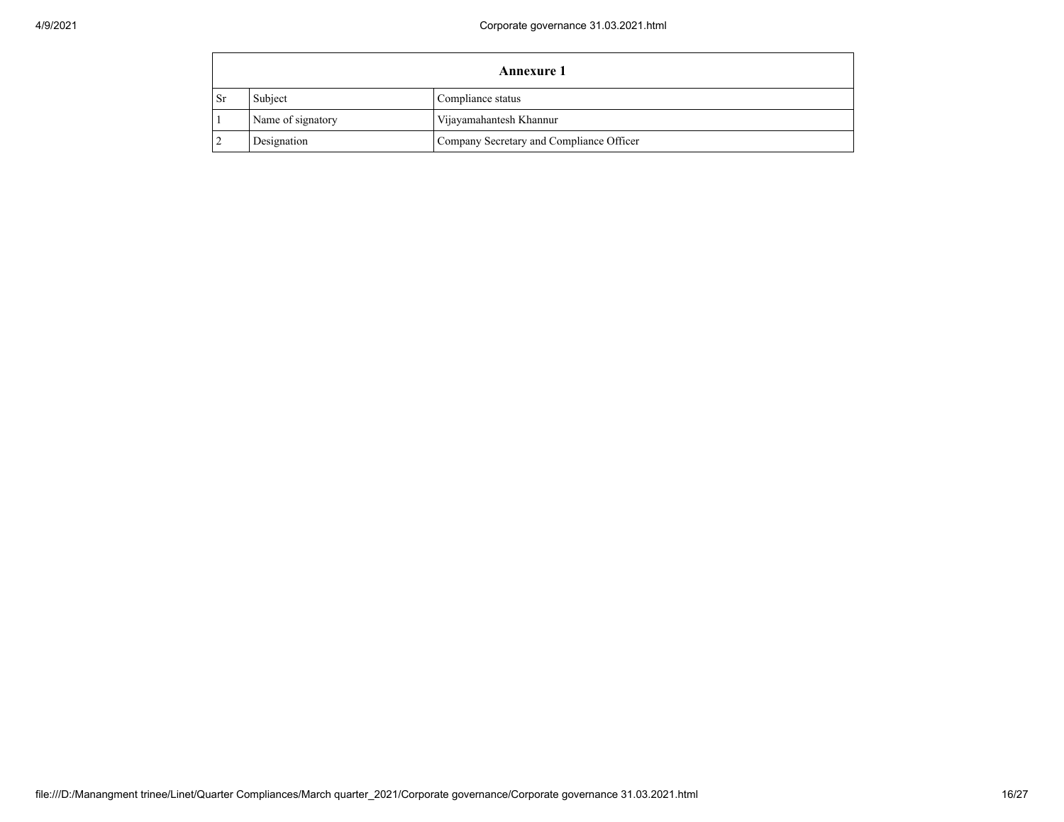| Annexure 1 | | |
|---|---|---|
| Sr | Subject | Compliance status |
| 1 | Name of signatory | Vijayamahantesh Khannur |
| 2 | Designation | Company Secretary and Compliance Officer |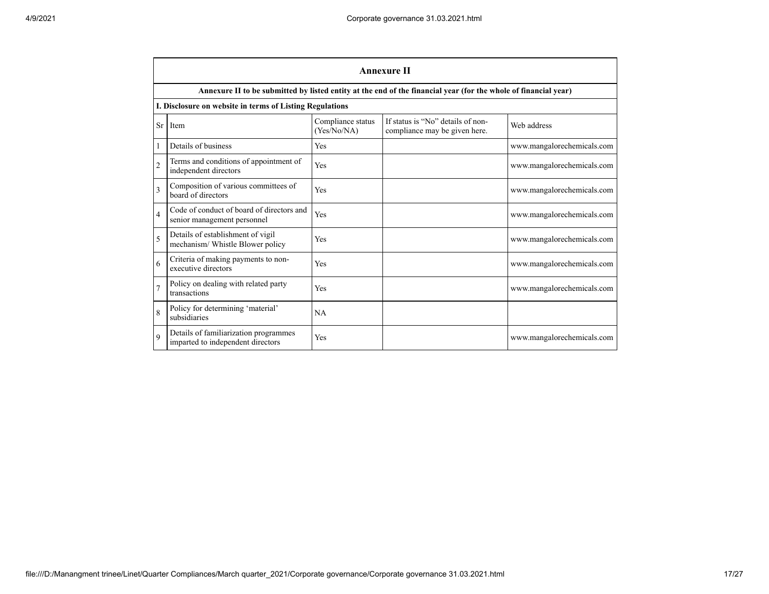## Annexure II

**Annexure II to be submitted by listed entity at the end of the financial year (for the whole of financial year)**

**I. Disclosure on website in terms of Listing Regulations**

| Sr | Item | Compliance status (Yes/No/NA) | If status is "No" details of non-compliance may be given here. | Web address |
|---|---|---|---|---|
| 1 | Details of business | Yes | | www.mangalorechemicals.com |
| 2 | Terms and conditions of appointment of independent directors | Yes | | www.mangalorechemicals.com |
| 3 | Composition of various committees of board of directors | Yes | | www.mangalorechemicals.com |
| 4 | Code of conduct of board of directors and senior management personnel | Yes | | www.mangalorechemicals.com |
| 5 | Details of establishment of vigil mechanism/ Whistle Blower policy | Yes | | www.mangalorechemicals.com |
| 6 | Criteria of making payments to non-executive directors | Yes | | www.mangalorechemicals.com |
| 7 | Policy on dealing with related party transactions | Yes | | www.mangalorechemicals.com |
| 8 | Policy for determining 'material' subsidiaries | NA | | |
| 9 | Details of familiarization programmes imparted to independent directors | Yes | | www.mangalorechemicals.com |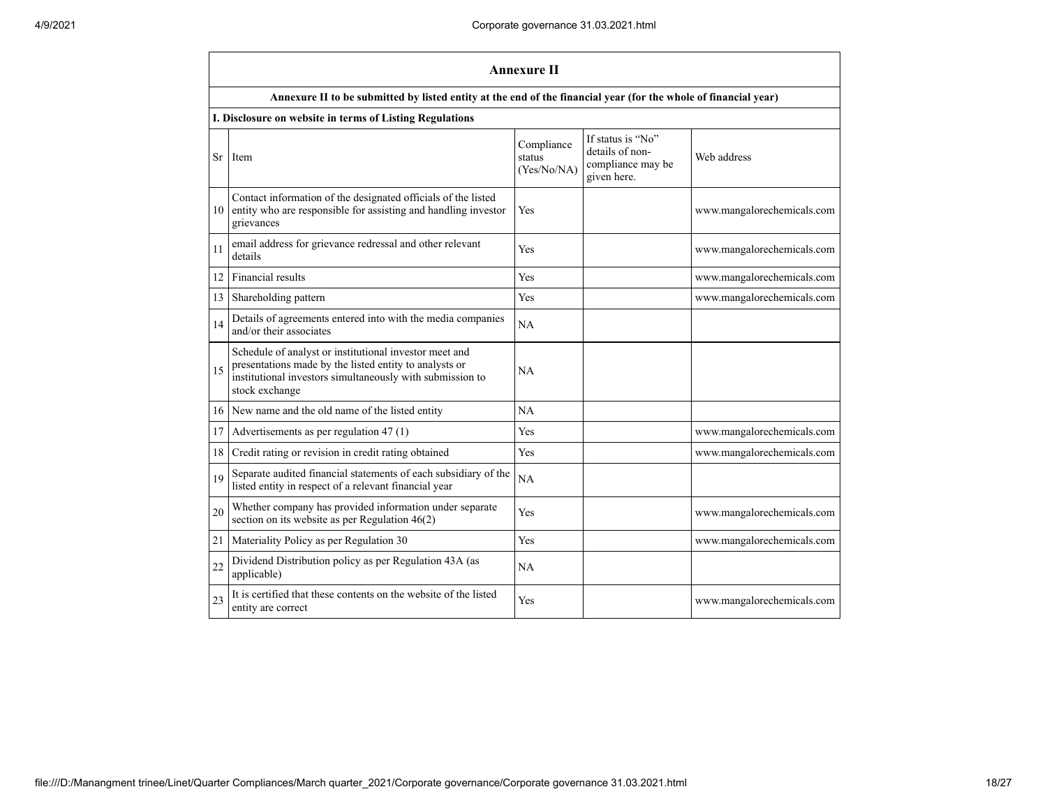## Annexure II

**Annexure II to be submitted by listed entity at the end of the financial year (for the whole of financial year)**

**I. Disclosure on website in terms of Listing Regulations**

| Sr | Item | Compliance status (Yes/No/NA) | If status is "No" details of non-compliance may be given here. | Web address |
|---|---|---|---|---|
| 10 | Contact information of the designated officials of the listed entity who are responsible for assisting and handling investor grievances | Yes | | www.mangalorechemicals.com |
| 11 | email address for grievance redressal and other relevant details | Yes | | www.mangalorechemicals.com |
| 12 | Financial results | Yes | | www.mangalorechemicals.com |
| 13 | Shareholding pattern | Yes | | www.mangalorechemicals.com |
| 14 | Details of agreements entered into with the media companies and/or their associates | NA | | |
| 15 | Schedule of analyst or institutional investor meet and presentations made by the listed entity to analysts or institutional investors simultaneously with submission to stock exchange | NA | | |
| 16 | New name and the old name of the listed entity | NA | | |
| 17 | Advertisements as per regulation 47 (1) | Yes | | www.mangalorechemicals.com |
| 18 | Credit rating or revision in credit rating obtained | Yes | | www.mangalorechemicals.com |
| 19 | Separate audited financial statements of each subsidiary of the listed entity in respect of a relevant financial year | NA | | |
| 20 | Whether company has provided information under separate section on its website as per Regulation 46(2) | Yes | | www.mangalorechemicals.com |
| 21 | Materiality Policy as per Regulation 30 | Yes | | www.mangalorechemicals.com |
| 22 | Dividend Distribution policy as per Regulation 43A (as applicable) | NA | | |
| 23 | It is certified that these contents on the website of the listed entity are correct | Yes | | www.mangalorechemicals.com |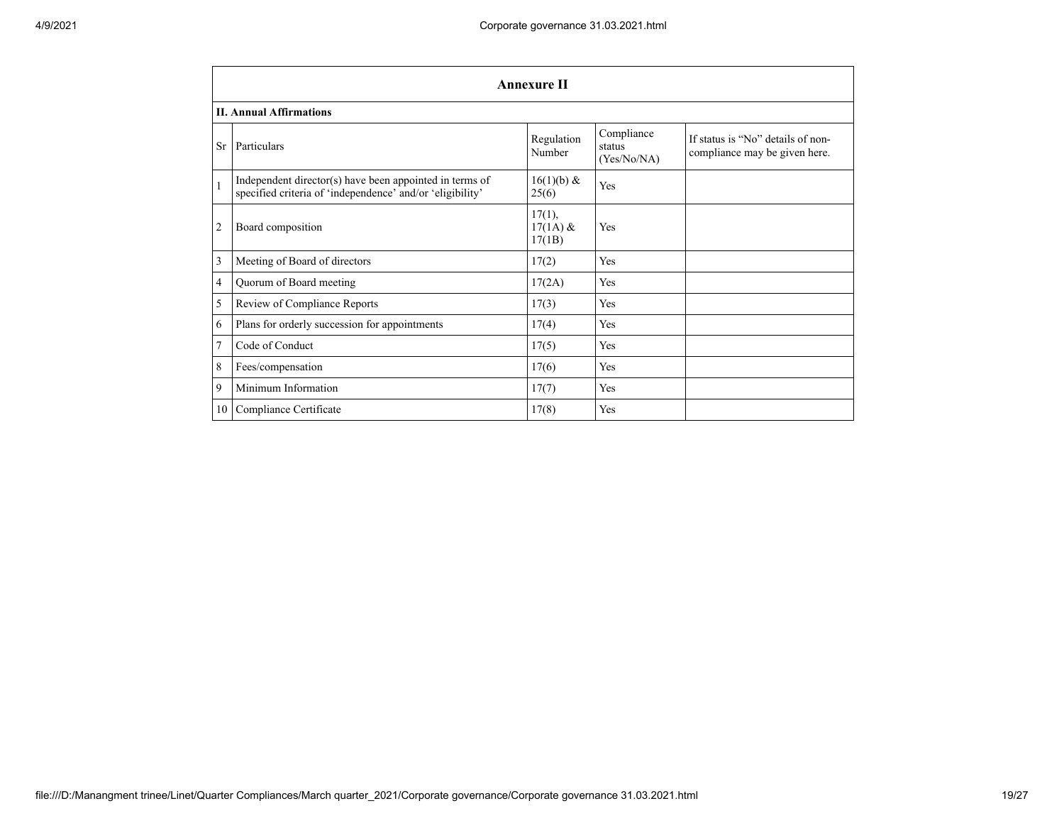## Annexure II

### II. Annual Affirmations

| Sr | Particulars | Regulation Number | Compliance status (Yes/No/NA) | If status is "No" details of non-compliance may be given here. |
|---|---|---|---|---|
| 1 | Independent director(s) have been appointed in terms of specified criteria of 'independence' and/or 'eligibility' | 16(1)(b) & 25(6) | Yes | |
| 2 | Board composition | 17(1), 17(1A) & 17(1B) | Yes | |
| 3 | Meeting of Board of directors | 17(2) | Yes | |
| 4 | Quorum of Board meeting | 17(2A) | Yes | |
| 5 | Review of Compliance Reports | 17(3) | Yes | |
| 6 | Plans for orderly succession for appointments | 17(4) | Yes | |
| 7 | Code of Conduct | 17(5) | Yes | |
| 8 | Fees/compensation | 17(6) | Yes | |
| 9 | Minimum Information | 17(7) | Yes | |
| 10 | Compliance Certificate | 17(8) | Yes | |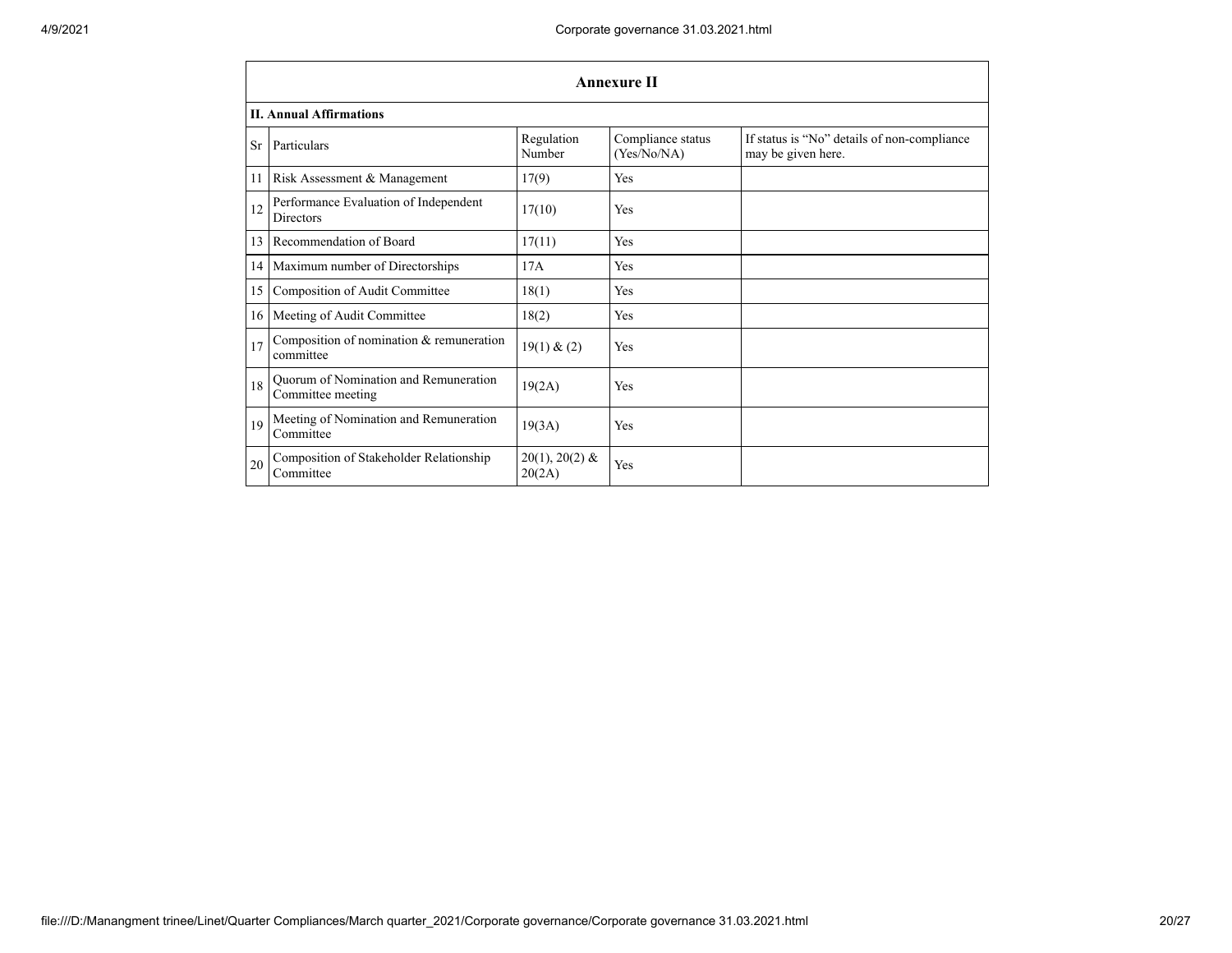| Annexure II | | | | |
|---|---|---|---|---|
| **II. Annual Affirmations** | | | | |
| Sr | Particulars | Regulation Number | Compliance status (Yes/No/NA) | If status is "No" details of non-compliance may be given here. |
| 11 | Risk Assessment & Management | 17(9) | Yes | |
| 12 | Performance Evaluation of Independent Directors | 17(10) | Yes | |
| 13 | Recommendation of Board | 17(11) | Yes | |
| 14 | Maximum number of Directorships | 17A | Yes | |
| 15 | Composition of Audit Committee | 18(1) | Yes | |
| 16 | Meeting of Audit Committee | 18(2) | Yes | |
| 17 | Composition of nomination & remuneration committee | 19(1) & (2) | Yes | |
| 18 | Quorum of Nomination and Remuneration Committee meeting | 19(2A) | Yes | |
| 19 | Meeting of Nomination and Remuneration Committee | 19(3A) | Yes | |
| 20 | Composition of Stakeholder Relationship Committee | 20(1), 20(2) & 20(2A) | Yes | |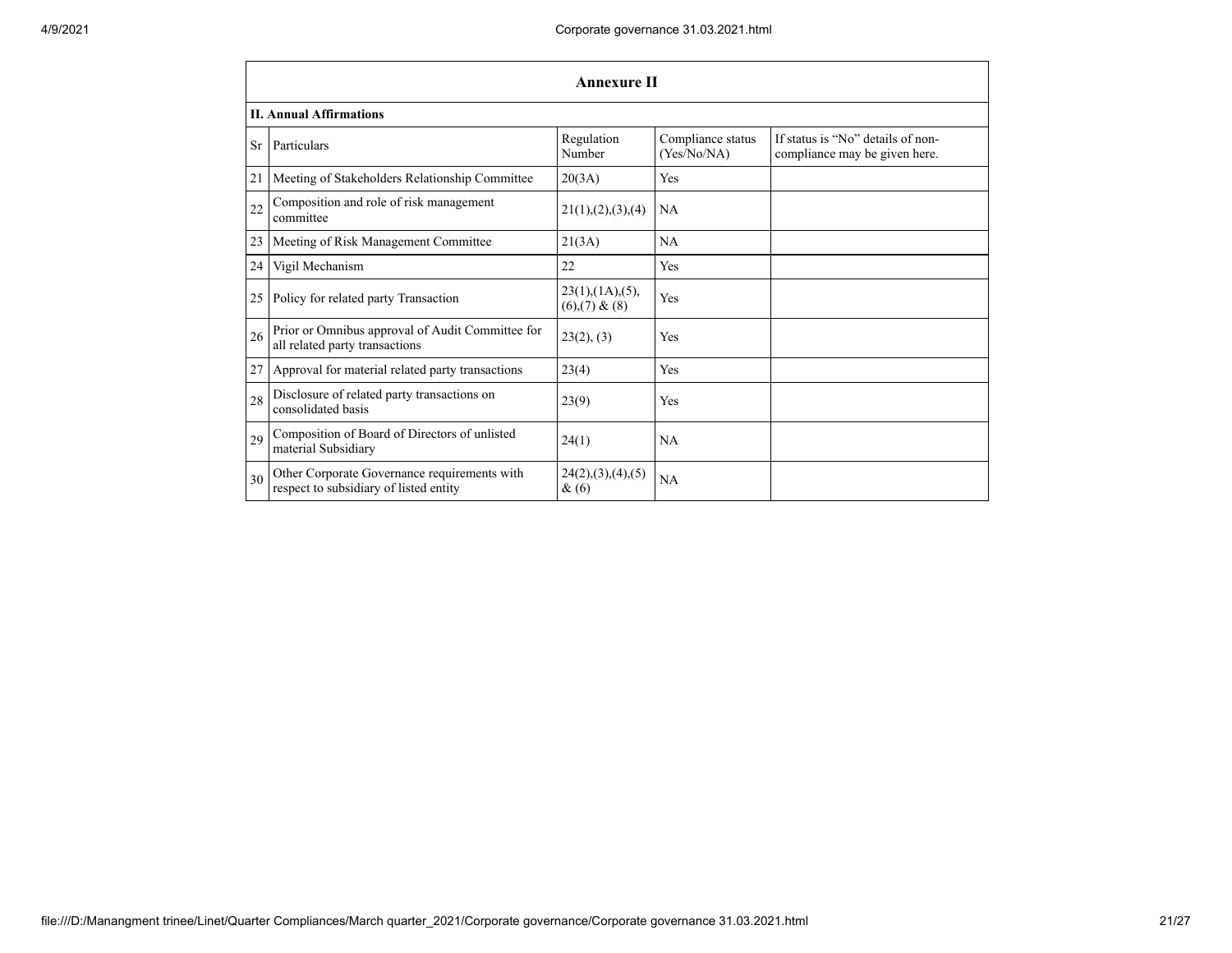## Annexure II

**II. Annual Affirmations**

| Sr | Particulars | Regulation Number | Compliance status (Yes/No/NA) | If status is "No" details of non-compliance may be given here. |
|---|---|---|---|---|
| 21 | Meeting of Stakeholders Relationship Committee | 20(3A) | Yes | |
| 22 | Composition and role of risk management committee | 21(1),(2),(3),(4) | NA | |
| 23 | Meeting of Risk Management Committee | 21(3A) | NA | |
| 24 | Vigil Mechanism | 22 | Yes | |
| 25 | Policy for related party Transaction | 23(1),(1A),(5),(6),(7) & (8) | Yes | |
| 26 | Prior or Omnibus approval of Audit Committee for all related party transactions | 23(2), (3) | Yes | |
| 27 | Approval for material related party transactions | 23(4) | Yes | |
| 28 | Disclosure of related party transactions on consolidated basis | 23(9) | Yes | |
| 29 | Composition of Board of Directors of unlisted material Subsidiary | 24(1) | NA | |
| 30 | Other Corporate Governance requirements with respect to subsidiary of listed entity | 24(2),(3),(4),(5) & (6) | NA | |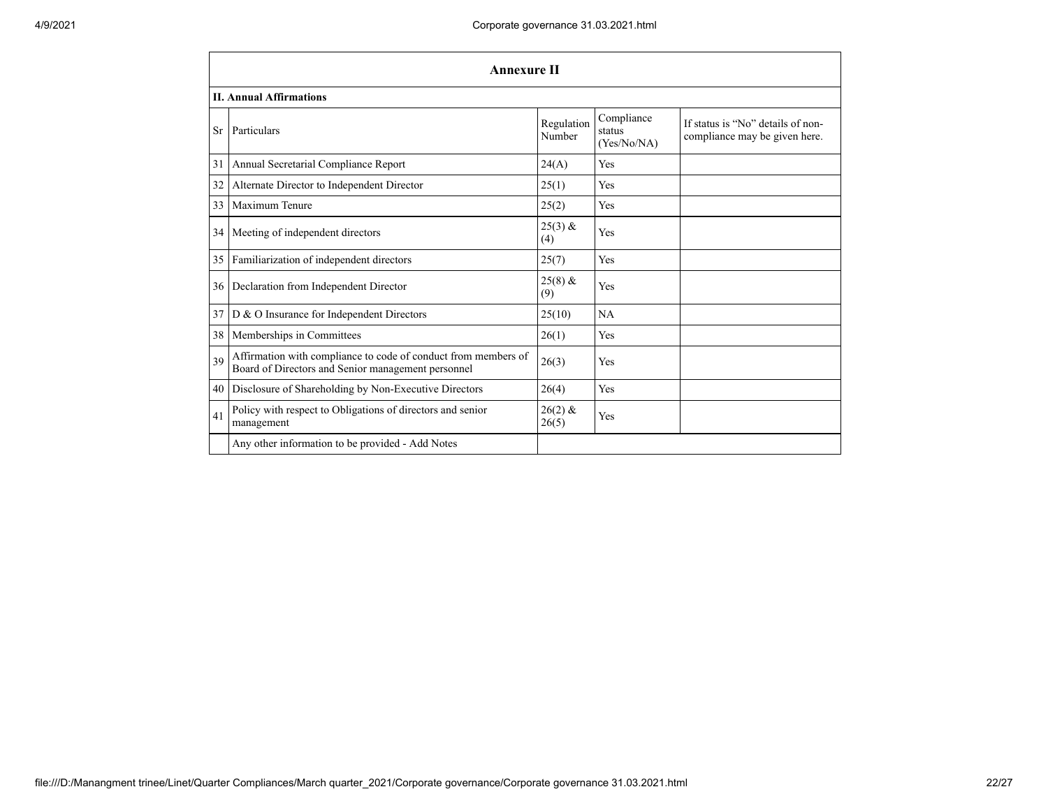| Annexure II | | | | |
|---|---|---|---|---|
| **II. Annual Affirmations** | | | | |
| Sr | Particulars | Regulation Number | Compliance status (Yes/No/NA) | If status is "No" details of non-compliance may be given here. |
| 31 | Annual Secretarial Compliance Report | 24(A) | Yes | |
| 32 | Alternate Director to Independent Director | 25(1) | Yes | |
| 33 | Maximum Tenure | 25(2) | Yes | |
| 34 | Meeting of independent directors | 25(3) & (4) | Yes | |
| 35 | Familiarization of independent directors | 25(7) | Yes | |
| 36 | Declaration from Independent Director | 25(8) & (9) | Yes | |
| 37 | D & O Insurance for Independent Directors | 25(10) | NA | |
| 38 | Memberships in Committees | 26(1) | Yes | |
| 39 | Affirmation with compliance to code of conduct from members of Board of Directors and Senior management personnel | 26(3) | Yes | |
| 40 | Disclosure of Shareholding by Non-Executive Directors | 26(4) | Yes | |
| 41 | Policy with respect to Obligations of directors and senior management | 26(2) & 26(5) | Yes | |
| | Any other information to be provided - Add Notes | | | |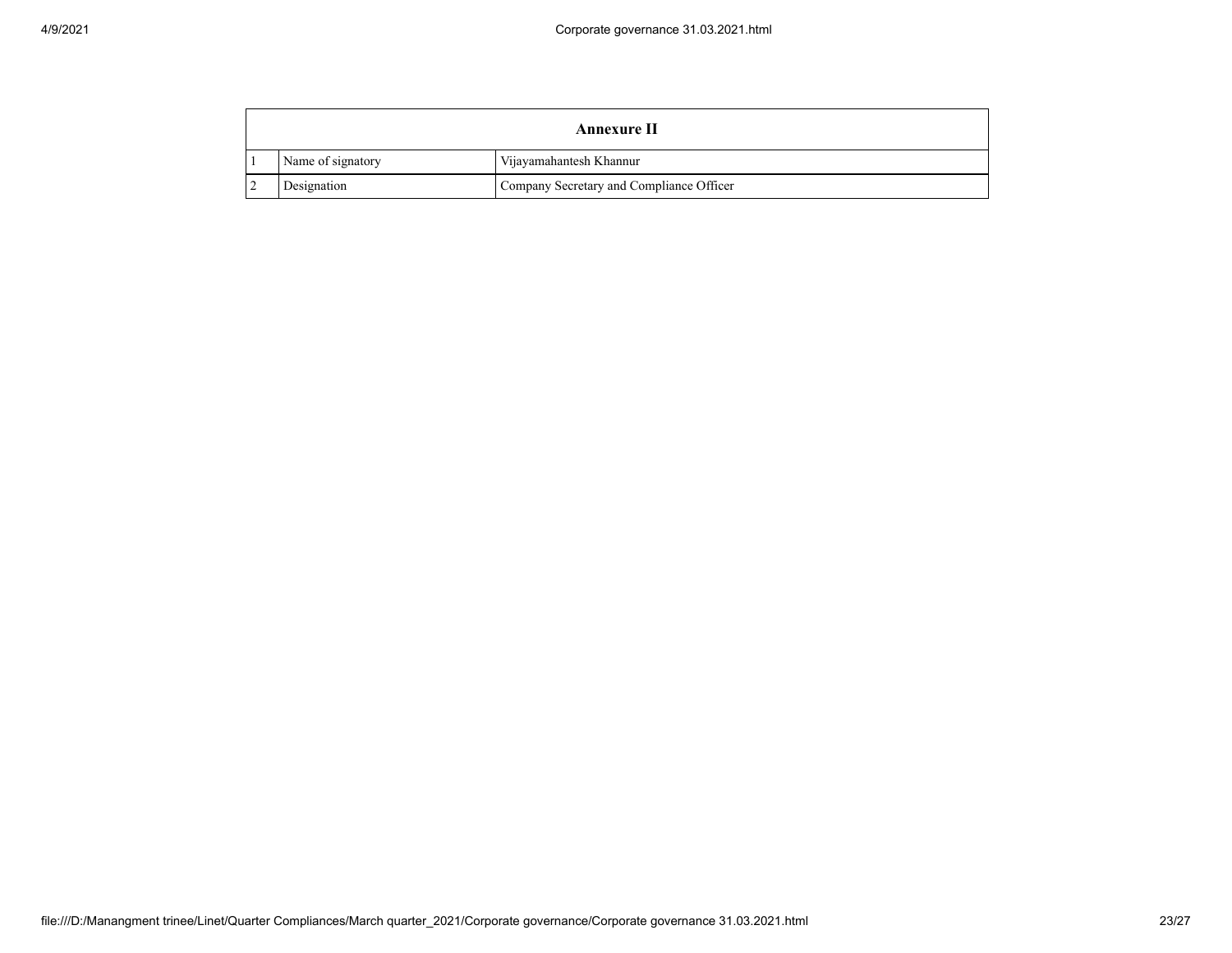| Annexure II | | |
| --- | --- | --- |
| 1 | Name of signatory | Vijayamahantesh Khannur |
| 2 | Designation | Company Secretary and Compliance Officer |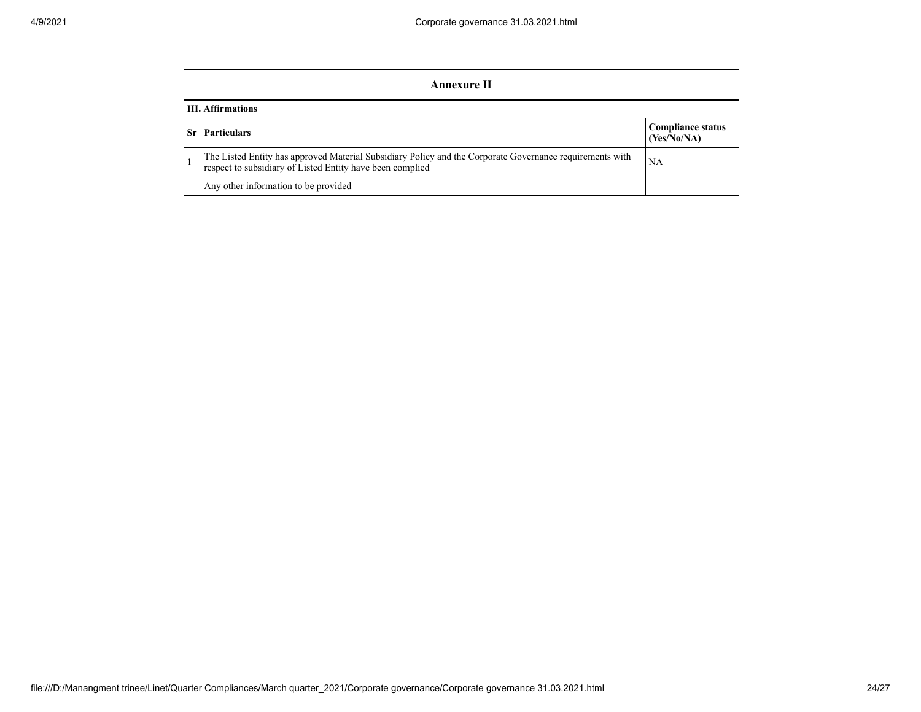| Annexure II | | |
|---|---|---|
| **III. Affirmations** | | |
| **Sr** | **Particulars** | **Compliance status (Yes/No/NA)** |
| 1 | The Listed Entity has approved Material Subsidiary Policy and the Corporate Governance requirements with respect to subsidiary of Listed Entity have been complied | NA |
| | Any other information to be provided | |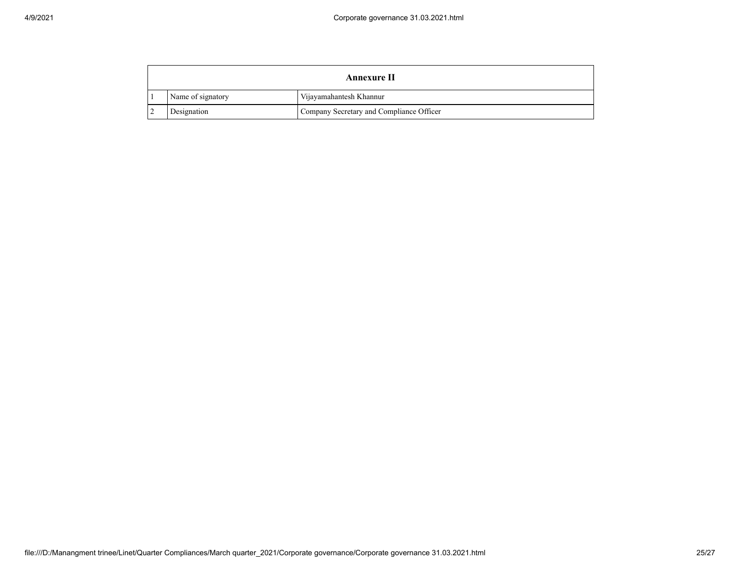| Annexure II | | |
|---|---|---|
| 1 | Name of signatory | Vijayamahantesh Khannur |
| 2 | Designation | Company Secretary and Compliance Officer |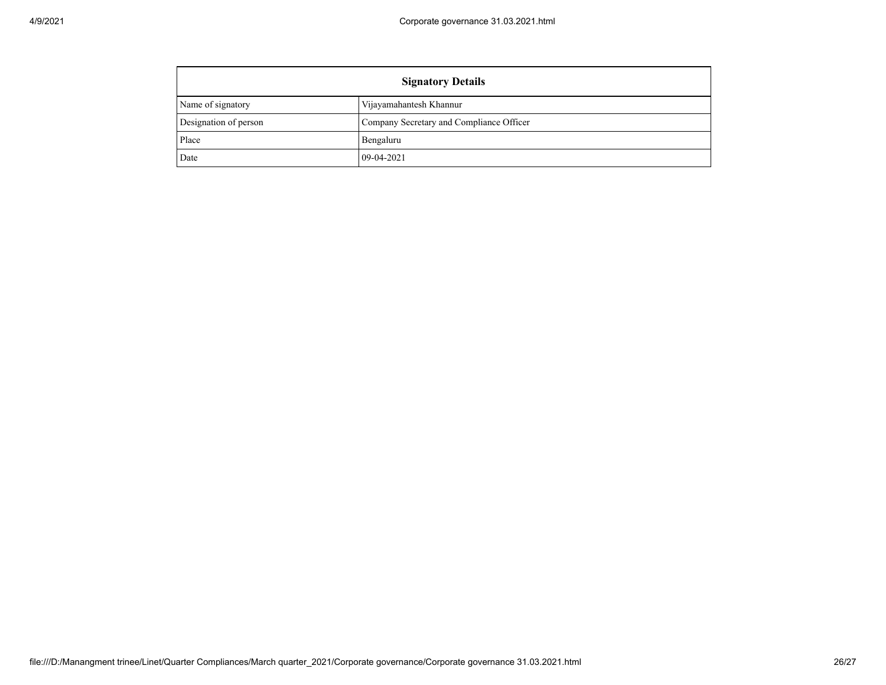| Signatory Details | |
|---|---|
| Name of signatory | Vijayamahantesh Khannur |
| Designation of person | Company Secretary and Compliance Officer |
| Place | Bengaluru |
| Date | 09-04-2021 |